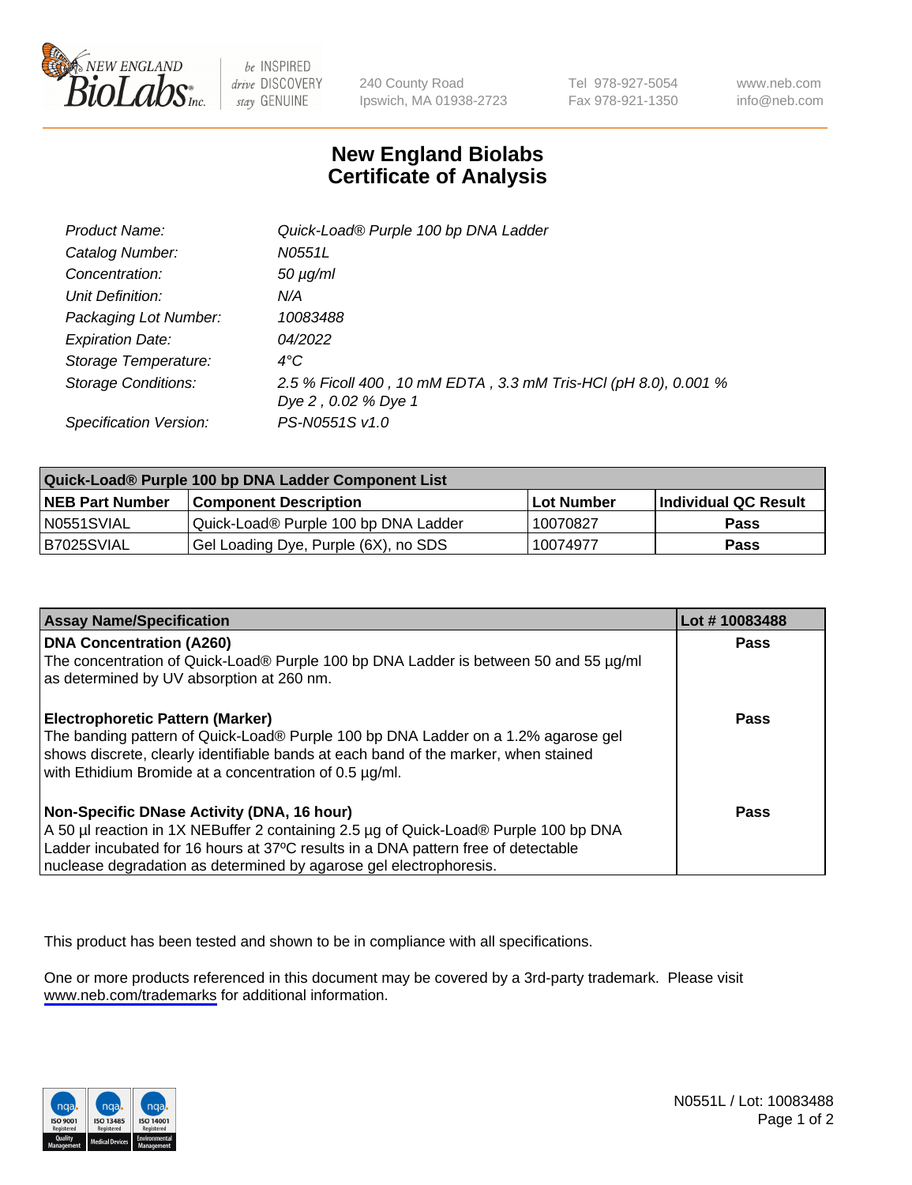# New England Biolabs Certificate of Analysis

| | |
|---|---|
| *Product Name:* | *Quick-Load® Purple 100 bp DNA Ladder* |
| *Catalog Number:* | *N0551L* |
| *Concentration:* | *50 µg/ml* |
| *Unit Definition:* | *N/A* |
| *Packaging Lot Number:* | *10083488* |
| *Expiration Date:* | *04/2022* |
| *Storage Temperature:* | *4°C* |
| *Storage Conditions:* | *2.5 % Ficoll 400 , 10 mM EDTA , 3.3 mM Tris-HCl (pH 8.0), 0.001 % Dye 2 , 0.02 % Dye 1* |
| *Specification Version:* | *PS-N0551S v1.0* |

| Quick-Load® Purple 100 bp DNA Ladder Component List | | | |
|---|---|---|---|
| **NEB Part Number** | **Component Description** | **Lot Number** | **Individual QC Result** |
| N0551SVIAL | Quick-Load® Purple 100 bp DNA Ladder | 10070827 | **Pass** |
| B7025SVIAL | Gel Loading Dye, Purple (6X), no SDS | 10074977 | **Pass** |

| Assay Name/Specification | Lot # 10083488 |
|---|---|
| **DNA Concentration (A260)**<br>The concentration of Quick-Load® Purple 100 bp DNA Ladder is between 50 and 55 µg/ml as determined by UV absorption at 260 nm. | **Pass** |
| **Electrophoretic Pattern (Marker)**<br>The banding pattern of Quick-Load® Purple 100 bp DNA Ladder on a 1.2% agarose gel shows discrete, clearly identifiable bands at each band of the marker, when stained with Ethidium Bromide at a concentration of 0.5 µg/ml. | **Pass** |
| **Non-Specific DNase Activity (DNA, 16 hour)**<br>A 50 µl reaction in 1X NEBuffer 2 containing 2.5 µg of Quick-Load® Purple 100 bp DNA Ladder incubated for 16 hours at 37ºC results in a DNA pattern free of detectable nuclease degradation as determined by agarose gel electrophoresis. | **Pass** |

This product has been tested and shown to be in compliance with all specifications.

One or more products referenced in this document may be covered by a 3rd-party trademark. Please visit www.neb.com/trademarks for additional information.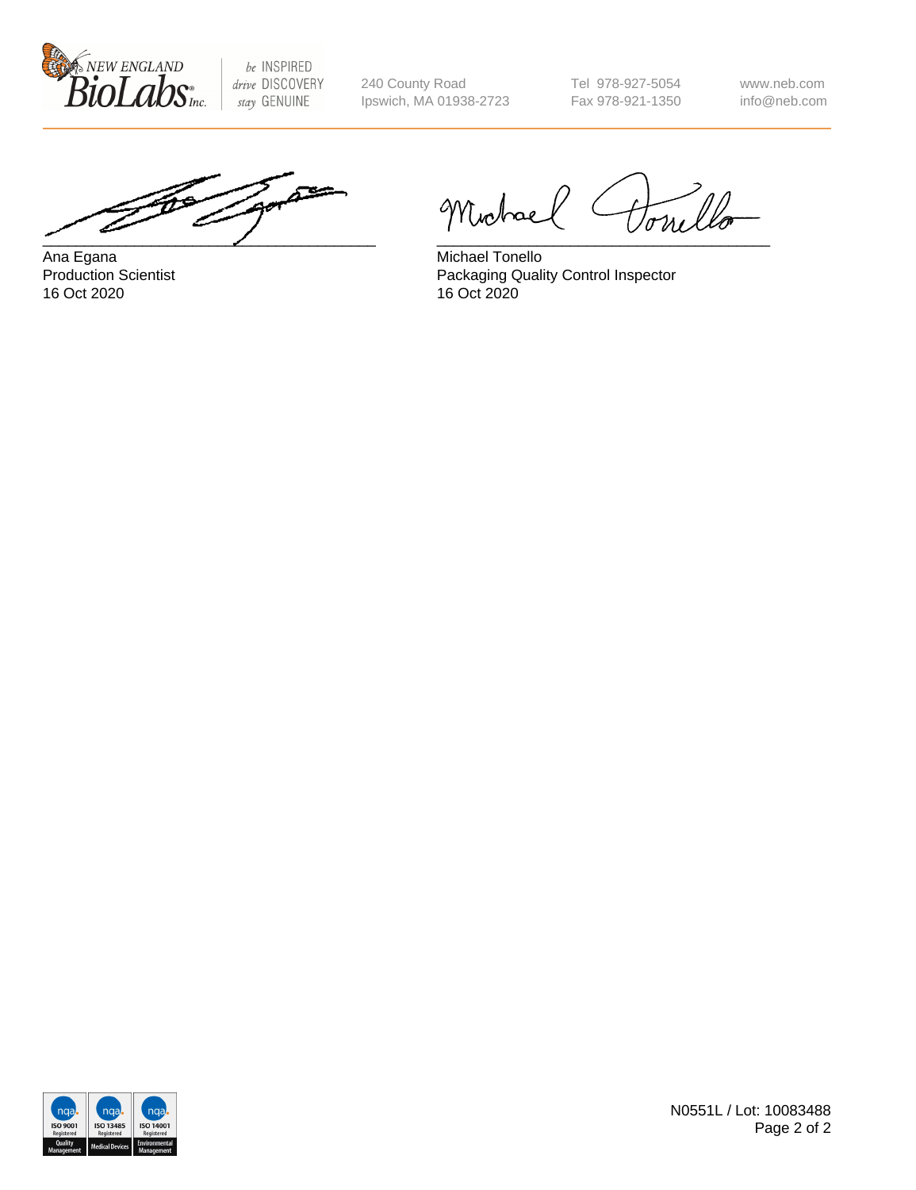Ana Egana
Production Scientist
16 Oct 2020

Michael Tonello
Packaging Quality Control Inspector
16 Oct 2020

N0551L / Lot: 10083488